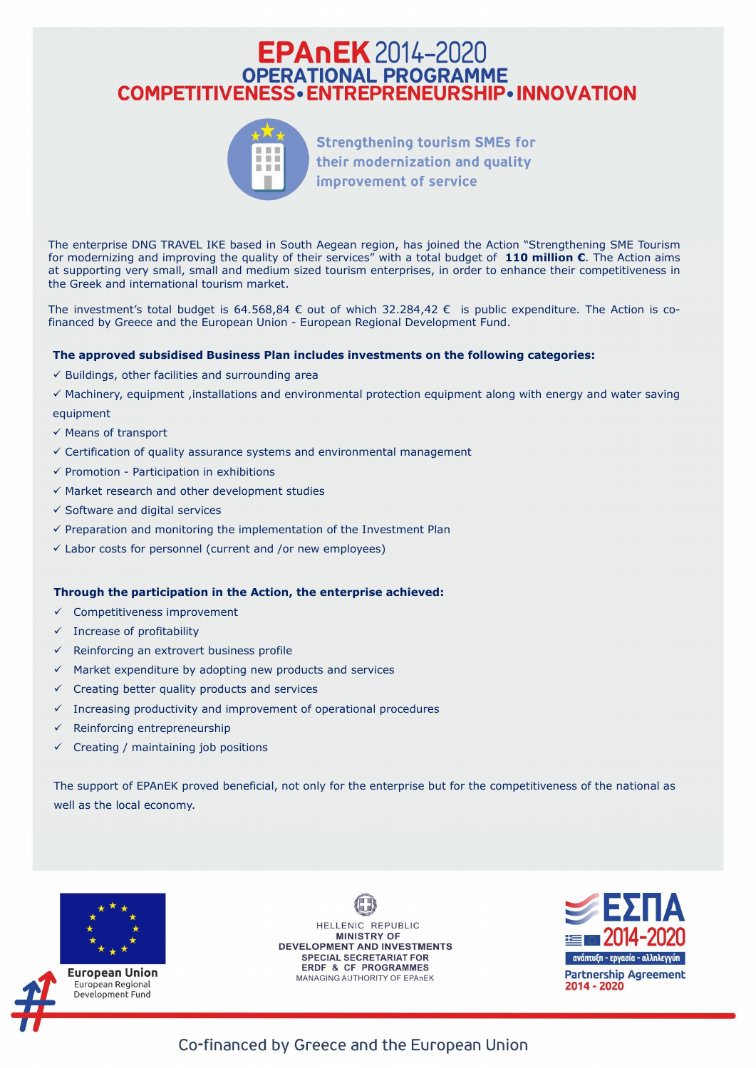# EPAnEK 2014-2020

## OPERATIONAL PROGRAMME

## COMPETITIVENESS • ENTREPRENEURSHIP • INNOVATION

### Strengthening tourism SMEs for their modernization and quality improvement of service

The enterprise DNG TRAVEL IKE based in South Aegean region, has joined the Action "Strengthening SME Tourism for modernizing and improving the quality of their services" with a total budget of **110 million €**. The Action aims at supporting very small, small and medium sized tourism enterprises, in order to enhance their competitiveness in the Greek and international tourism market.

The investment's total budget is 64.568,84 € out of which 32.284,42 € is public expenditure. The Action is co-financed by Greece and the European Union - European Regional Development Fund.

**The approved subsidised Business Plan includes investments on the following categories:**

- ✓ Buildings, other facilities and surrounding area
- ✓ Machinery, equipment ,installations and environmental protection equipment along with energy and water saving equipment
- ✓ Means of transport
- ✓ Certification of quality assurance systems and environmental management
- ✓ Promotion - Participation in exhibitions
- ✓ Market research and other development studies
- ✓ Software and digital services
- ✓ Preparation and monitoring the implementation of the Investment Plan
- ✓ Labor costs for personnel (current and /or new employees)

**Through the participation in the Action, the enterprise achieved:**

- ✓ Competitiveness improvement
- ✓ Increase of profitability
- ✓ Reinforcing an extrovert business profile
- ✓ Market expenditure by adopting new products and services
- ✓ Creating better quality products and services
- ✓ Increasing productivity and improvement of operational procedures
- ✓ Reinforcing entrepreneurship
- ✓ Creating / maintaining job positions

The support of EPAnEK proved beneficial, not only for the enterprise but for the competitiveness of the national as well as the local economy.

European Union
European Regional Development Fund

HELLENIC REPUBLIC
MINISTRY OF DEVELOPMENT AND INVESTMENTS
SPECIAL SECRETARIAT FOR ERDF & CF PROGRAMMES
MANAGING AUTHORITY OF EPAnEK

ΕΣΠΑ 2014-2020
ανάπτυξη - εργασία - αλληλεγγύη
Partnership Agreement
2014 - 2020

Co-financed by Greece and the European Union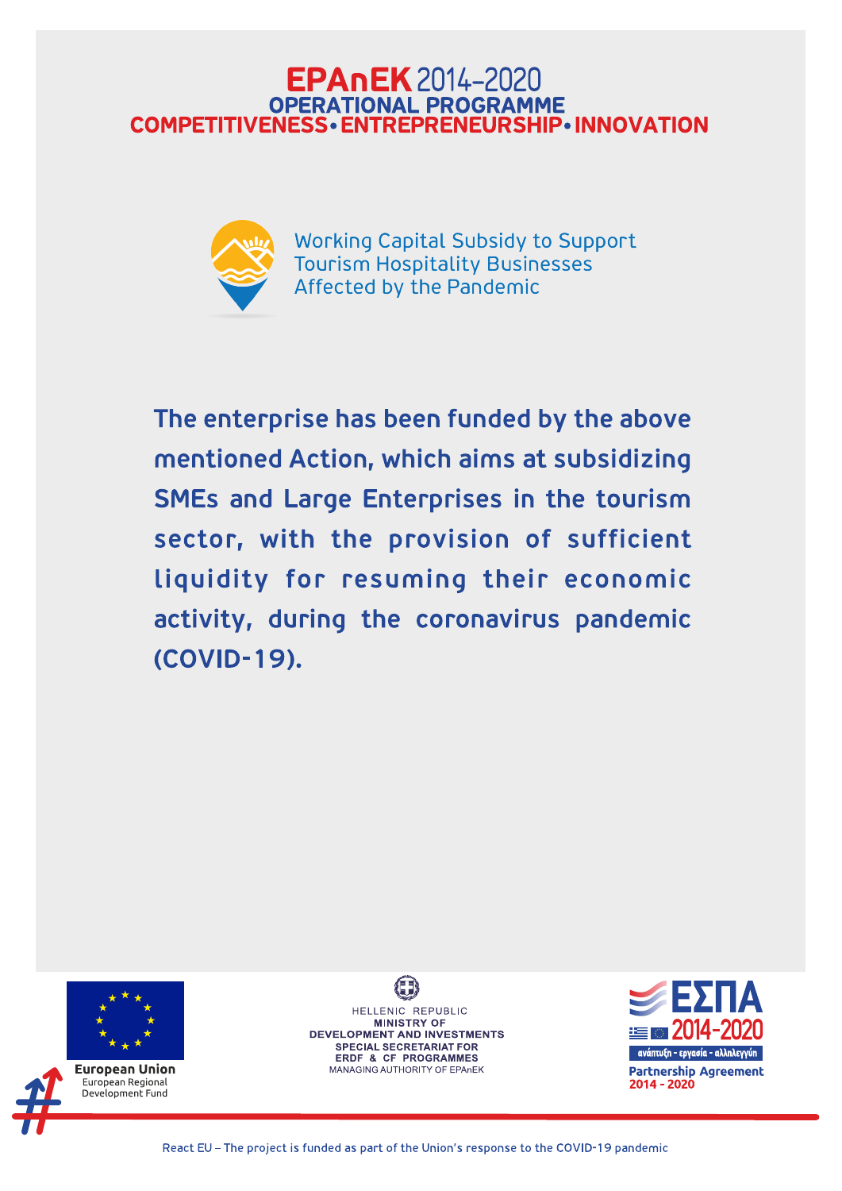# EPAnEK 2014-2020
## OPERATIONAL PROGRAMME
## COMPETITIVENESS • ENTREPRENEURSHIP • INNOVATION

Working Capital Subsidy to Support Tourism Hospitality Businesses Affected by the Pandemic

**The enterprise has been funded by the above mentioned Action, which aims at subsidizing SMEs and Large Enterprises in the tourism sector, with the provision of sufficient liquidity for resuming their economic activity, during the coronavirus pandemic (COVID-19).**

European Union
European Regional Development Fund

HELLENIC REPUBLIC
MINISTRY OF DEVELOPMENT AND INVESTMENTS
SPECIAL SECRETARIAT FOR ERDF & CF PROGRAMMES
MANAGING AUTHORITY OF EPAnEK

ΕΣΠΑ 2014-2020
ανάπτυξη - εργασία - αλληλεγγύη
Partnership Agreement
2014 - 2020

React EU – The project is funded as part of the Union's response to the COVID-19 pandemic